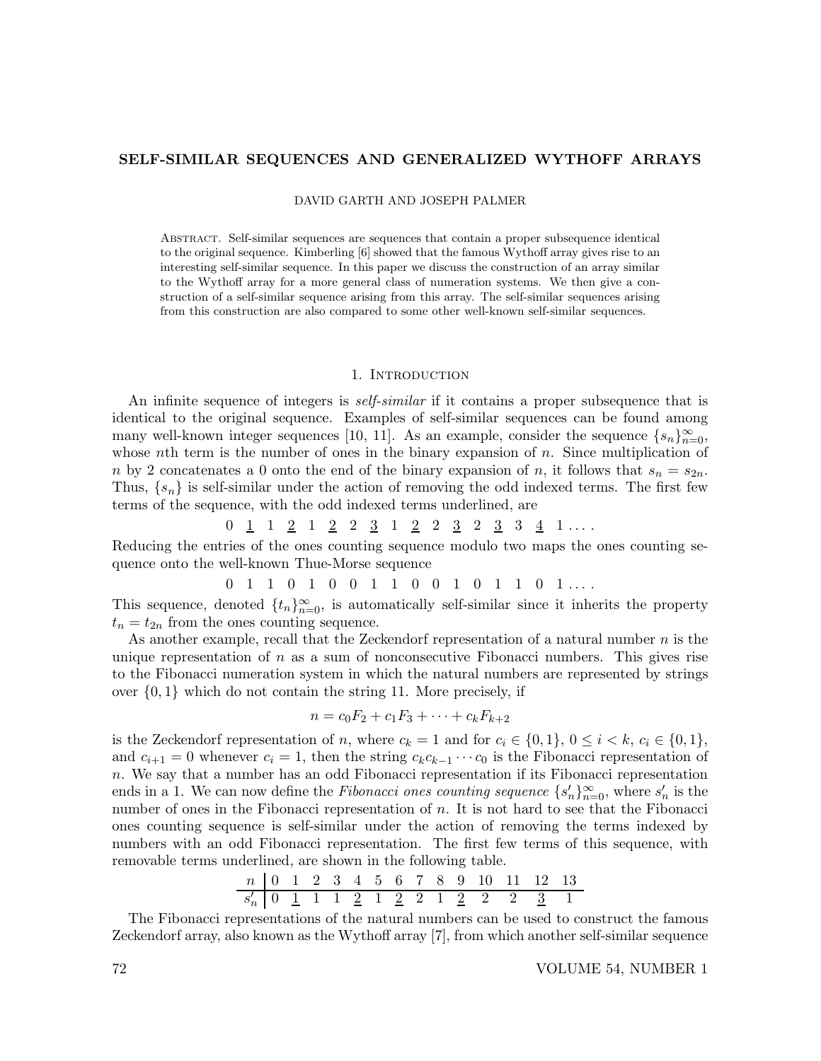# SELF-SIMILAR SEQUENCES AND GENERALIZED WYTHOFF ARRAYS

DAVID GARTH AND JOSEPH PALMER

Abstract. Self-similar sequences are sequences that contain a proper subsequence identical to the original sequence. Kimberling [6] showed that the famous Wythoff array gives rise to an interesting self-similar sequence. In this paper we discuss the construction of an array similar to the Wythoff array for a more general class of numeration systems. We then give a construction of a self-similar sequence arising from this array. The self-similar sequences arising from this construction are also compared to some other well-known self-similar sequences.

## 1. Introduction

An infinite sequence of integers is *self-similar* if it contains a proper subsequence that is identical to the original sequence. Examples of self-similar sequences can be found among many well-known integer sequences [10, 11]. As an example, consider the sequence $\{s_n\}_{n=0}^{\infty}$, whose $n$th term is the number of ones in the binary expansion of $n$. Since multiplication of $n$ by 2 concatenates a 0 onto the end of the binary expansion of $n$, it follows that $s_n = s_{2n}$. Thus, $\{s_n\}$ is self-similar under the action of removing the odd indexed terms. The first few terms of the sequence, with the odd indexed terms underlined, are

$$0 \ \underline{1} \ 1 \ \underline{2} \ 1 \ \underline{2} \ 2 \ \underline{3} \ 1 \ \underline{2} \ 2 \ \underline{3} \ 2 \ \underline{3} \ 3 \ \underline{4} \ 1 \ldots.$$

Reducing the entries of the ones counting sequence modulo two maps the ones counting sequence onto the well-known Thue-Morse sequence

$$0 \ 1 \ 1 \ 0 \ 1 \ 0 \ 0 \ 1 \ 1 \ 0 \ 0 \ 1 \ 0 \ 1 \ 1 \ 0 \ 1 \ldots.$$

This sequence, denoted $\{t_n\}_{n=0}^{\infty}$, is automatically self-similar since it inherits the property $t_n = t_{2n}$ from the ones counting sequence.

As another example, recall that the Zeckendorf representation of a natural number $n$ is the unique representation of $n$ as a sum of nonconsecutive Fibonacci numbers. This gives rise to the Fibonacci numeration system in which the natural numbers are represented by strings over $\{0,1\}$ which do not contain the string 11. More precisely, if

$$n = c_0F_2 + c_1F_3 + \cdots + c_kF_{k+2}$$

is the Zeckendorf representation of $n$, where $c_k = 1$ and for $c_i \in \{0,1\}$, $0 \le i < k$, $c_i \in \{0,1\}$, and $c_{i+1} = 0$ whenever $c_i = 1$, then the string $c_kc_{k-1}\cdots c_0$ is the Fibonacci representation of $n$. We say that a number has an odd Fibonacci representation if its Fibonacci representation ends in a 1. We can now define the *Fibonacci ones counting sequence* $\{s'_n\}_{n=0}^{\infty}$, where $s'_n$ is the number of ones in the Fibonacci representation of $n$. It is not hard to see that the Fibonacci ones counting sequence is self-similar under the action of removing the terms indexed by numbers with an odd Fibonacci representation. The first few terms of this sequence, with removable terms underlined, are shown in the following table.

| $n$ | 0 | 1 | 2 | 3 | 4 | 5 | 6 | 7 | 8 | 9 | 10 | 11 | 12 | 13 |
|---|---|---|---|---|---|---|---|---|---|---|---|---|---|---|
| $s'_n$ | 0 | $\underline{1}$ | 1 | 1 | $\underline{2}$ | 1 | $\underline{2}$ | 2 | 1 | $\underline{2}$ | 2 | 2 | $\underline{3}$ | 1 |

The Fibonacci representations of the natural numbers can be used to construct the famous Zeckendorf array, also known as the Wythoff array [7], from which another self-similar sequence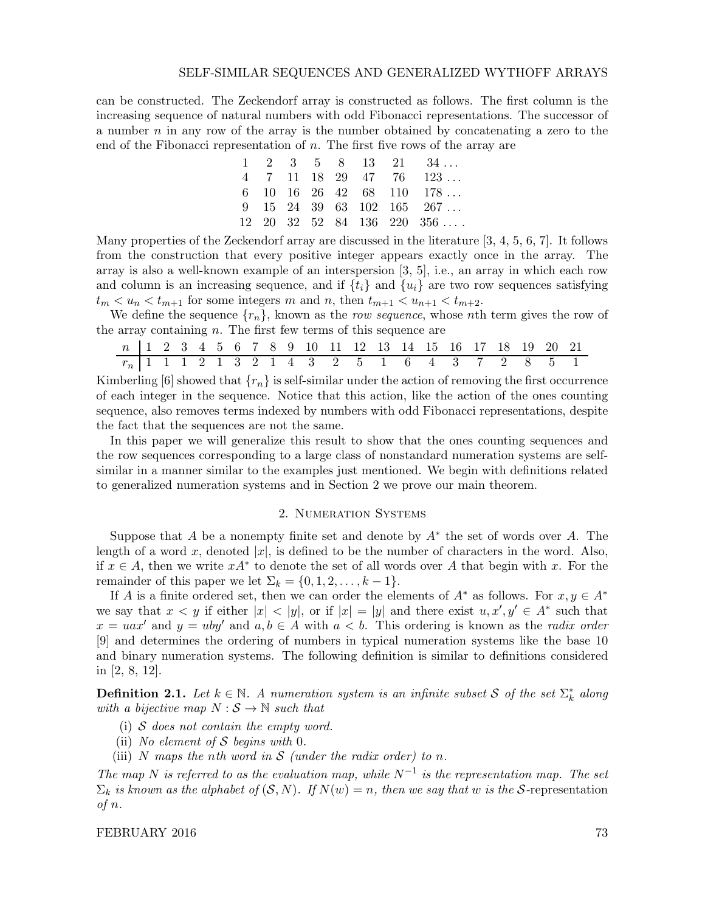can be constructed. The Zeckendorf array is constructed as follows. The first column is the increasing sequence of natural numbers with odd Fibonacci representations. The successor of a number $n$ in any row of the array is the number obtained by concatenating a zero to the end of the Fibonacci representation of $n$. The first five rows of the array are

$$\begin{array}{cccccccc}
1 & 2 & 3 & 5 & 8 & 13 & 21 & 34\ldots \\
4 & 7 & 11 & 18 & 29 & 47 & 76 & 123\ldots \\
6 & 10 & 16 & 26 & 42 & 68 & 110 & 178\ldots \\
9 & 15 & 24 & 39 & 63 & 102 & 165 & 267\ldots \\
12 & 20 & 32 & 52 & 84 & 136 & 220 & 356\ldots.
\end{array}$$

Many properties of the Zeckendorf array are discussed in the literature [3, 4, 5, 6, 7]. It follows from the construction that every positive integer appears exactly once in the array. The array is also a well-known example of an interspersion [3, 5], i.e., an array in which each row and column is an increasing sequence, and if $\{t_i\}$ and $\{u_i\}$ are two row sequences satisfying $t_m < u_n < t_{m+1}$ for some integers $m$ and $n$, then $t_{m+1} < u_{n+1} < t_{m+2}$.

We define the sequence $\{r_n\}$, known as the *row sequence*, whose $n$th term gives the row of the array containing $n$. The first few terms of this sequence are

| $n$ | 1 | 2 | 3 | 4 | 5 | 6 | 7 | 8 | 9 | 10 | 11 | 12 | 13 | 14 | 15 | 16 | 17 | 18 | 19 | 20 | 21 |
|---|---|---|---|---|---|---|---|---|---|---|---|---|---|---|---|---|---|---|---|---|---|
| $r_n$ | 1 | 1 | 1 | 2 | 1 | 3 | 2 | 1 | 4 | 3 | 2 | 5 | 1 | 6 | 4 | 3 | 7 | 2 | 8 | 5 | 1 |

Kimberling [6] showed that $\{r_n\}$ is self-similar under the action of removing the first occurrence of each integer in the sequence. Notice that this action, like the action of the ones counting sequence, also removes terms indexed by numbers with odd Fibonacci representations, despite the fact that the sequences are not the same.

In this paper we will generalize this result to show that the ones counting sequences and the row sequences corresponding to a large class of nonstandard numeration systems are self-similar in a manner similar to the examples just mentioned. We begin with definitions related to generalized numeration systems and in Section 2 we prove our main theorem.

## 2. Numeration Systems

Suppose that $A$ be a nonempty finite set and denote by $A^*$ the set of words over $A$. The length of a word $x$, denoted $|x|$, is defined to be the number of characters in the word. Also, if $x \in A$, then we write $xA^*$ to denote the set of all words over $A$ that begin with $x$. For the remainder of this paper we let $\Sigma_k = \{0, 1, 2, \ldots, k-1\}$.

If $A$ is a finite ordered set, then we can order the elements of $A^*$ as follows. For $x, y \in A^*$ we say that $x < y$ if either $|x| < |y|$, or if $|x| = |y|$ and there exist $u, x', y' \in A^*$ such that $x = uax'$ and $y = uby'$ and $a, b \in A$ with $a < b$. This ordering is known as the *radix order* [9] and determines the ordering of numbers in typical numeration systems like the base 10 and binary numeration systems. The following definition is similar to definitions considered in [2, 8, 12].

**Definition 2.1.** *Let $k \in \mathbb{N}$. A numeration system is an infinite subset $\mathcal{S}$ of the set $\Sigma_k^*$ along with a bijective map $N : \mathcal{S} \to \mathbb{N}$ such that*

(i) *$\mathcal{S}$ does not contain the empty word.*
(ii) *No element of $\mathcal{S}$ begins with 0.*
(iii) *$N$ maps the $n$th word in $\mathcal{S}$ (under the radix order) to $n$.*

*The map $N$ is referred to as the evaluation map, while $N^{-1}$ is the representation map. The set $\Sigma_k$ is known as the alphabet of $(\mathcal{S}, N)$. If $N(w) = n$, then we say that $w$ is the $\mathcal{S}$-representation of $n$.*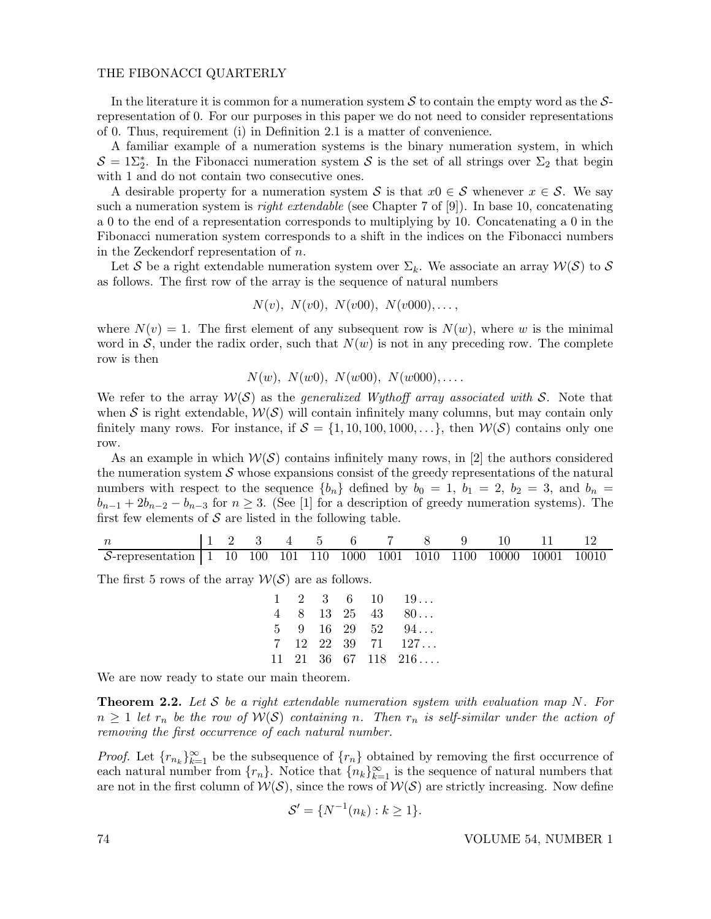In the literature it is common for a numeration system $\mathcal{S}$ to contain the empty word as the $\mathcal{S}$-representation of 0. For our purposes in this paper we do not need to consider representations of 0. Thus, requirement (i) in Definition 2.1 is a matter of convenience.

A familiar example of a numeration systems is the binary numeration system, in which $\mathcal{S} = 1\Sigma_2^*$. In the Fibonacci numeration system $\mathcal{S}$ is the set of all strings over $\Sigma_2$ that begin with 1 and do not contain two consecutive ones.

A desirable property for a numeration system $\mathcal{S}$ is that $x0 \in \mathcal{S}$ whenever $x \in \mathcal{S}$. We say such a numeration system is *right extendable* (see Chapter 7 of [9]). In base 10, concatenating a 0 to the end of a representation corresponds to multiplying by 10. Concatenating a 0 in the Fibonacci numeration system corresponds to a shift in the indices on the Fibonacci numbers in the Zeckendorf representation of $n$.

Let $\mathcal{S}$ be a right extendable numeration system over $\Sigma_k$. We associate an array $\mathcal{W}(\mathcal{S})$ to $\mathcal{S}$ as follows. The first row of the array is the sequence of natural numbers

$$N(v),\ N(v0),\ N(v00),\ N(v000), \ldots,$$

where $N(v) = 1$. The first element of any subsequent row is $N(w)$, where $w$ is the minimal word in $\mathcal{S}$, under the radix order, such that $N(w)$ is not in any preceding row. The complete row is then

$$N(w),\ N(w0),\ N(w00),\ N(w000), \ldots.$$

We refer to the array $\mathcal{W}(\mathcal{S})$ as the *generalized Wythoff array associated with* $\mathcal{S}$. Note that when $\mathcal{S}$ is right extendable, $\mathcal{W}(\mathcal{S})$ will contain infinitely many columns, but may contain only finitely many rows. For instance, if $\mathcal{S} = \{1, 10, 100, 1000, \ldots\}$, then $\mathcal{W}(\mathcal{S})$ contains only one row.

As an example in which $\mathcal{W}(\mathcal{S})$ contains infinitely many rows, in [2] the authors considered the numeration system $\mathcal{S}$ whose expansions consist of the greedy representations of the natural numbers with respect to the sequence $\{b_n\}$ defined by $b_0 = 1$, $b_1 = 2$, $b_2 = 3$, and $b_n = b_{n-1} + 2b_{n-2} - b_{n-3}$ for $n \geq 3$. (See [1] for a description of greedy numeration systems). The first few elements of $\mathcal{S}$ are listed in the following table.

| $n$ | 1 | 2 | 3 | 4 | 5 | 6 | 7 | 8 | 9 | 10 | 11 | 12 |
|---|---|---|---|---|---|---|---|---|---|---|---|---|
| $\mathcal{S}$-representation | 1 | 10 | 100 | 101 | 110 | 1000 | 1001 | 1010 | 1100 | 10000 | 10001 | 10010 |

The first 5 rows of the array $\mathcal{W}(\mathcal{S})$ are as follows.

$$\begin{array}{cccccc}
1 & 2 & 3 & 6 & 10 & 19\ldots \\
4 & 8 & 13 & 25 & 43 & 80\ldots \\
5 & 9 & 16 & 29 & 52 & 94\ldots \\
7 & 12 & 22 & 39 & 71 & 127\ldots \\
11 & 21 & 36 & 67 & 118 & 216\ldots.
\end{array}$$

We are now ready to state our main theorem.

**Theorem 2.2.** *Let $\mathcal{S}$ be a right extendable numeration system with evaluation map $N$. For $n \geq 1$ let $r_n$ be the row of $\mathcal{W}(\mathcal{S})$ containing $n$. Then $r_n$ is self-similar under the action of removing the first occurrence of each natural number.*

*Proof.* Let $\{r_{n_k}\}_{k=1}^{\infty}$ be the subsequence of $\{r_n\}$ obtained by removing the first occurrence of each natural number from $\{r_n\}$. Notice that $\{n_k\}_{k=1}^{\infty}$ is the sequence of natural numbers that are not in the first column of $\mathcal{W}(\mathcal{S})$, since the rows of $\mathcal{W}(\mathcal{S})$ are strictly increasing. Now define

$$\mathcal{S}' = \{N^{-1}(n_k) : k \geq 1\}.$$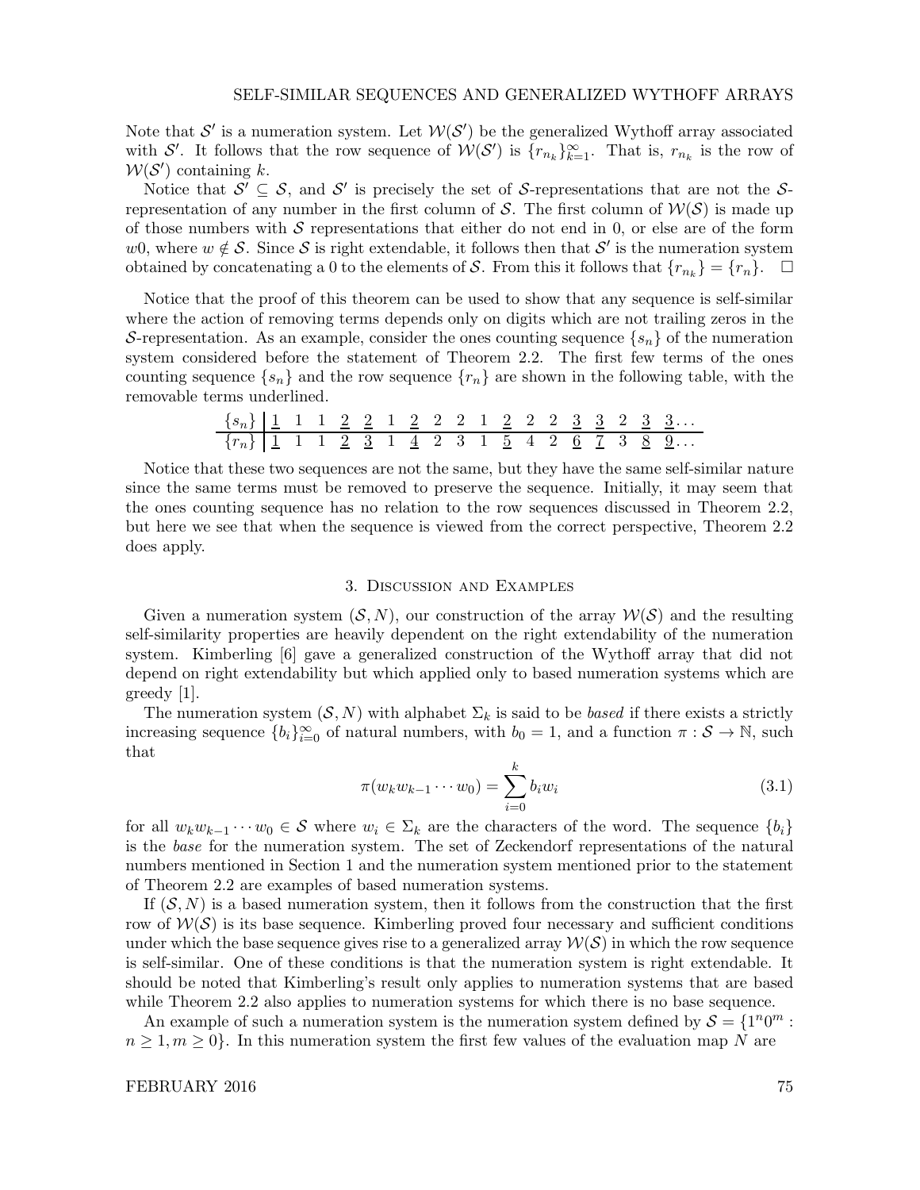Note that $\mathcal{S}'$ is a numeration system. Let $\mathcal{W}(\mathcal{S}')$ be the generalized Wythoff array associated with $\mathcal{S}'$. It follows that the row sequence of $\mathcal{W}(\mathcal{S}')$ is $\{r_{n_k}\}_{k=1}^{\infty}$. That is, $r_{n_k}$ is the row of $\mathcal{W}(\mathcal{S}')$ containing $k$.

Notice that $\mathcal{S}' \subseteq \mathcal{S}$, and $\mathcal{S}'$ is precisely the set of $\mathcal{S}$-representations that are not the $\mathcal{S}$-representation of any number in the first column of $\mathcal{S}$. The first column of $\mathcal{W}(\mathcal{S})$ is made up of those numbers with $\mathcal{S}$ representations that either do not end in 0, or else are of the form $w0$, where $w \notin \mathcal{S}$. Since $\mathcal{S}$ is right extendable, it follows then that $\mathcal{S}'$ is the numeration system obtained by concatenating a 0 to the elements of $\mathcal{S}$. From this it follows that $\{r_{n_k}\} = \{r_n\}$. □

Notice that the proof of this theorem can be used to show that any sequence is self-similar where the action of removing terms depends only on digits which are not trailing zeros in the $\mathcal{S}$-representation. As an example, consider the ones counting sequence $\{s_n\}$ of the numeration system considered before the statement of Theorem 2.2. The first few terms of the ones counting sequence $\{s_n\}$ and the row sequence $\{r_n\}$ are shown in the following table, with the removable terms underlined.

| $\{s_n\}$ | $\underline{1}$ | 1 | 1 | $\underline{2}$ | $\underline{2}$ | 1 | $\underline{2}$ | 2 | 2 | 1 | $\underline{2}$ | 2 | 2 | $\underline{3}$ | $\underline{3}$ | 2 | $\underline{3}$ | $\underline{3}\ldots$ |
|---|---|---|---|---|---|---|---|---|---|---|---|---|---|---|---|---|---|---|
| $\{r_n\}$ | $\underline{1}$ | 1 | 1 | $\underline{2}$ | $\underline{3}$ | 1 | $\underline{4}$ | 2 | 3 | 1 | $\underline{5}$ | 4 | 2 | $\underline{6}$ | $\underline{7}$ | 3 | $\underline{8}$ | $\underline{9}\ldots$ |

Notice that these two sequences are not the same, but they have the same self-similar nature since the same terms must be removed to preserve the sequence. Initially, it may seem that the ones counting sequence has no relation to the row sequences discussed in Theorem 2.2, but here we see that when the sequence is viewed from the correct perspective, Theorem 2.2 does apply.

## 3. Discussion and Examples

Given a numeration system $(\mathcal{S}, N)$, our construction of the array $\mathcal{W}(\mathcal{S})$ and the resulting self-similarity properties are heavily dependent on the right extendability of the numeration system. Kimberling [6] gave a generalized construction of the Wythoff array that did not depend on right extendability but which applied only to based numeration systems which are greedy [1].

The numeration system $(\mathcal{S}, N)$ with alphabet $\Sigma_k$ is said to be *based* if there exists a strictly increasing sequence $\{b_i\}_{i=0}^{\infty}$ of natural numbers, with $b_0 = 1$, and a function $\pi : \mathcal{S} \to \mathbb{N}$, such that

$$\pi(w_k w_{k-1} \cdots w_0) = \sum_{i=0}^{k} b_i w_i \tag{3.1}$$

for all $w_k w_{k-1} \cdots w_0 \in \mathcal{S}$ where $w_i \in \Sigma_k$ are the characters of the word. The sequence $\{b_i\}$ is the *base* for the numeration system. The set of Zeckendorf representations of the natural numbers mentioned in Section 1 and the numeration system mentioned prior to the statement of Theorem 2.2 are examples of based numeration systems.

If $(\mathcal{S}, N)$ is a based numeration system, then it follows from the construction that the first row of $\mathcal{W}(\mathcal{S})$ is its base sequence. Kimberling proved four necessary and sufficient conditions under which the base sequence gives rise to a generalized array $\mathcal{W}(\mathcal{S})$ in which the row sequence is self-similar. One of these conditions is that the numeration system is right extendable. It should be noted that Kimberling's result only applies to numeration systems that are based while Theorem 2.2 also applies to numeration systems for which there is no base sequence.

An example of such a numeration system is the numeration system defined by $\mathcal{S} = \{1^n 0^m : n \geq 1, m \geq 0\}$. In this numeration system the first few values of the evaluation map $N$ are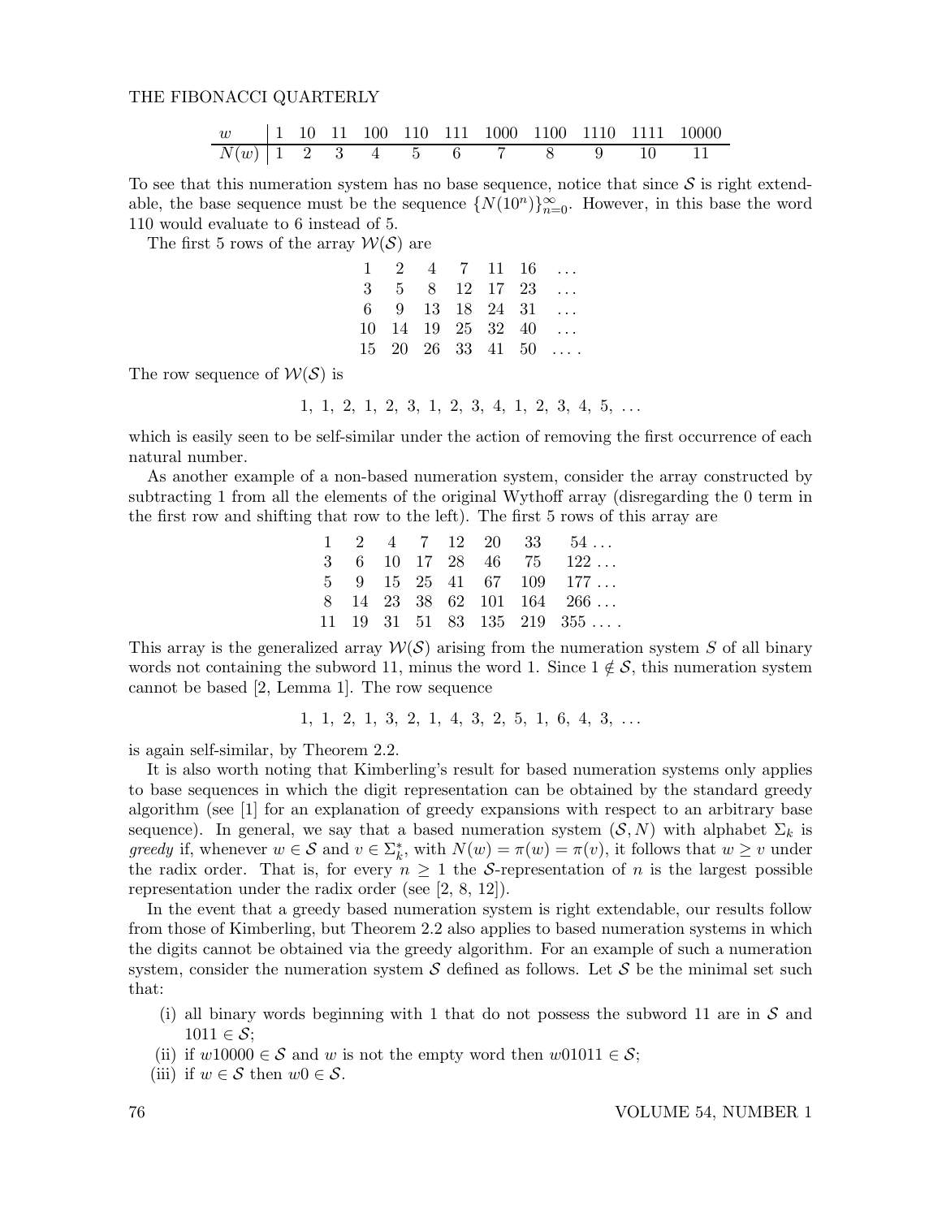| $w$ | 1 | 10 | 11 | 100 | 110 | 111 | 1000 | 1100 | 1110 | 1111 | 10000 |
|---|---|---|---|---|---|---|---|---|---|---|---|
| $N(w)$ | 1 | 2 | 3 | 4 | 5 | 6 | 7 | 8 | 9 | 10 | 11 |

To see that this numeration system has no base sequence, notice that since $\mathcal{S}$ is right extendable, the base sequence must be the sequence $\{N(10^n)\}_{n=0}^{\infty}$. However, in this base the word 110 would evaluate to 6 instead of 5.

The first 5 rows of the array $\mathcal{W}(\mathcal{S})$ are

$$\begin{array}{ccccccc}
1 & 2 & 4 & 7 & 11 & 16 & \ldots \\
3 & 5 & 8 & 12 & 17 & 23 & \ldots \\
6 & 9 & 13 & 18 & 24 & 31 & \ldots \\
10 & 14 & 19 & 25 & 32 & 40 & \ldots \\
15 & 20 & 26 & 33 & 41 & 50 & \ldots .
\end{array}$$

The row sequence of $\mathcal{W}(\mathcal{S})$ is

$$1,\ 1,\ 2,\ 1,\ 2,\ 3,\ 1,\ 2,\ 3,\ 4,\ 1,\ 2,\ 3,\ 4,\ 5,\ \ldots$$

which is easily seen to be self-similar under the action of removing the first occurrence of each natural number.

As another example of a non-based numeration system, consider the array constructed by subtracting 1 from all the elements of the original Wythoff array (disregarding the 0 term in the first row and shifting that row to the left). The first 5 rows of this array are

$$\begin{array}{cccccccc}
1 & 2 & 4 & 7 & 12 & 20 & 33 & 54\ldots \\
3 & 6 & 10 & 17 & 28 & 46 & 75 & 122\ldots \\
5 & 9 & 15 & 25 & 41 & 67 & 109 & 177\ldots \\
8 & 14 & 23 & 38 & 62 & 101 & 164 & 266\ldots \\
11 & 19 & 31 & 51 & 83 & 135 & 219 & 355\ldots .
\end{array}$$

This array is the generalized array $\mathcal{W}(\mathcal{S})$ arising from the numeration system $S$ of all binary words not containing the subword 11, minus the word 1. Since $1 \notin \mathcal{S}$, this numeration system cannot be based [2, Lemma 1]. The row sequence

$$1,\ 1,\ 2,\ 1,\ 3,\ 2,\ 1,\ 4,\ 3,\ 2,\ 5,\ 1,\ 6,\ 4,\ 3,\ \ldots$$

is again self-similar, by Theorem 2.2.

It is also worth noting that Kimberling's result for based numeration systems only applies to base sequences in which the digit representation can be obtained by the standard greedy algorithm (see [1] for an explanation of greedy expansions with respect to an arbitrary base sequence). In general, we say that a based numeration system $(\mathcal{S}, N)$ with alphabet $\Sigma_k$ is *greedy* if, whenever $w \in \mathcal{S}$ and $v \in \Sigma_k^*$, with $N(w) = \pi(w) = \pi(v)$, it follows that $w \geq v$ under the radix order. That is, for every $n \geq 1$ the $\mathcal{S}$-representation of $n$ is the largest possible representation under the radix order (see [2, 8, 12]).

In the event that a greedy based numeration system is right extendable, our results follow from those of Kimberling, but Theorem 2.2 also applies to based numeration systems in which the digits cannot be obtained via the greedy algorithm. For an example of such a numeration system, consider the numeration system $\mathcal{S}$ defined as follows. Let $\mathcal{S}$ be the minimal set such that:

(i) all binary words beginning with 1 that do not possess the subword 11 are in $\mathcal{S}$ and $1011 \in \mathcal{S}$;
(ii) if $w10000 \in \mathcal{S}$ and $w$ is not the empty word then $w01011 \in \mathcal{S}$;
(iii) if $w \in \mathcal{S}$ then $w0 \in \mathcal{S}$.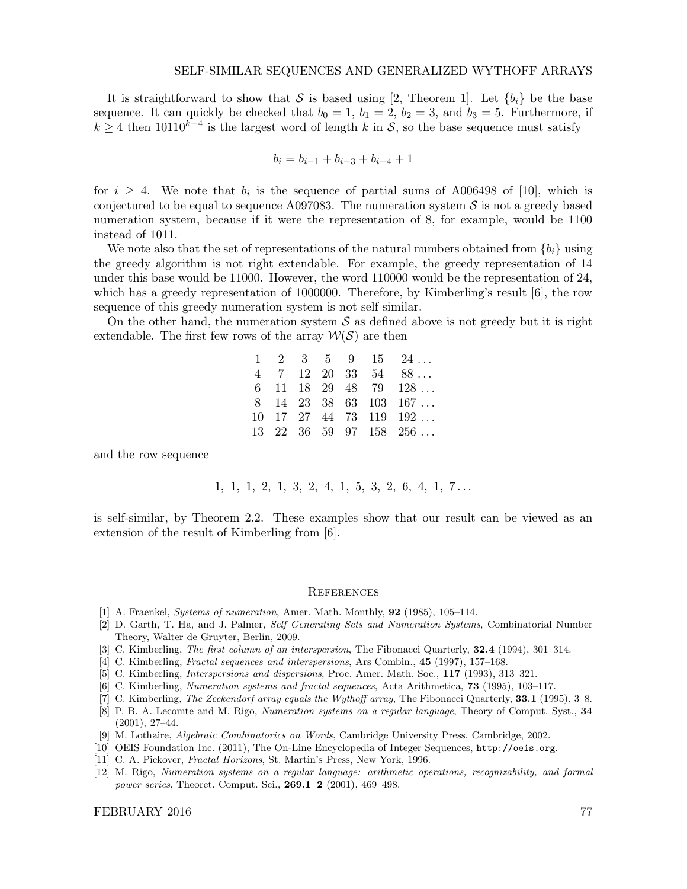It is straightforward to show that $\mathcal{S}$ is based using [2, Theorem 1]. Let $\{b_i\}$ be the base sequence. It can quickly be checked that $b_0 = 1$, $b_1 = 2$, $b_2 = 3$, and $b_3 = 5$. Furthermore, if $k \geq 4$ then $10110^{k-4}$ is the largest word of length $k$ in $\mathcal{S}$, so the base sequence must satisfy

$$b_i = b_{i-1} + b_{i-3} + b_{i-4} + 1$$

for $i \geq 4$. We note that $b_i$ is the sequence of partial sums of A006498 of [10], which is conjectured to be equal to sequence A097083. The numeration system $\mathcal{S}$ is not a greedy based numeration system, because if it were the representation of 8, for example, would be 1100 instead of 1011.

We note also that the set of representations of the natural numbers obtained from $\{b_i\}$ using the greedy algorithm is not right extendable. For example, the greedy representation of 14 under this base would be 11000. However, the word 110000 would be the representation of 24, which has a greedy representation of 1000000. Therefore, by Kimberling's result [6], the row sequence of this greedy numeration system is not self similar.

On the other hand, the numeration system $\mathcal{S}$ as defined above is not greedy but it is right extendable. The first few rows of the array $\mathcal{W}(\mathcal{S})$ are then

$$\begin{array}{ccccccc}
1 & 2 & 3 & 5 & 9 & 15 & 24\ldots \\
4 & 7 & 12 & 20 & 33 & 54 & 88\ldots \\
6 & 11 & 18 & 29 & 48 & 79 & 128\ldots \\
8 & 14 & 23 & 38 & 63 & 103 & 167\ldots \\
10 & 17 & 27 & 44 & 73 & 119 & 192\ldots \\
13 & 22 & 36 & 59 & 97 & 158 & 256\ldots
\end{array}$$

and the row sequence

$$1,\ 1,\ 1,\ 2,\ 1,\ 3,\ 2,\ 4,\ 1,\ 5,\ 3,\ 2,\ 6,\ 4,\ 1,\ 7\ldots$$

is self-similar, by Theorem 2.2. These examples show that our result can be viewed as an extension of the result of Kimberling from [6].

## References

[1] A. Fraenkel, *Systems of numeration*, Amer. Math. Monthly, **92** (1985), 105–114.

[2] D. Garth, T. Ha, and J. Palmer, *Self Generating Sets and Numeration Systems*, Combinatorial Number Theory, Walter de Gruyter, Berlin, 2009.

[3] C. Kimberling, *The first column of an interspersion*, The Fibonacci Quarterly, **32.4** (1994), 301–314.

[4] C. Kimberling, *Fractal sequences and interspersions*, Ars Combin., **45** (1997), 157–168.

[5] C. Kimberling, *Interspersions and dispersions*, Proc. Amer. Math. Soc., **117** (1993), 313–321.

[6] C. Kimberling, *Numeration systems and fractal sequences*, Acta Arithmetica, **73** (1995), 103–117.

[7] C. Kimberling, *The Zeckendorf array equals the Wythoff array*, The Fibonacci Quarterly, **33.1** (1995), 3–8.

[8] P. B. A. Lecomte and M. Rigo, *Numeration systems on a regular language*, Theory of Comput. Syst., **34** (2001), 27–44.

[9] M. Lothaire, *Algebraic Combinatorics on Words*, Cambridge University Press, Cambridge, 2002.

[10] OEIS Foundation Inc. (2011), The On-Line Encyclopedia of Integer Sequences, http://oeis.org.

[11] C. A. Pickover, *Fractal Horizons*, St. Martin's Press, New York, 1996.

[12] M. Rigo, *Numeration systems on a regular language: arithmetic operations, recognizability, and formal power series*, Theoret. Comput. Sci., **269.1–2** (2001), 469–498.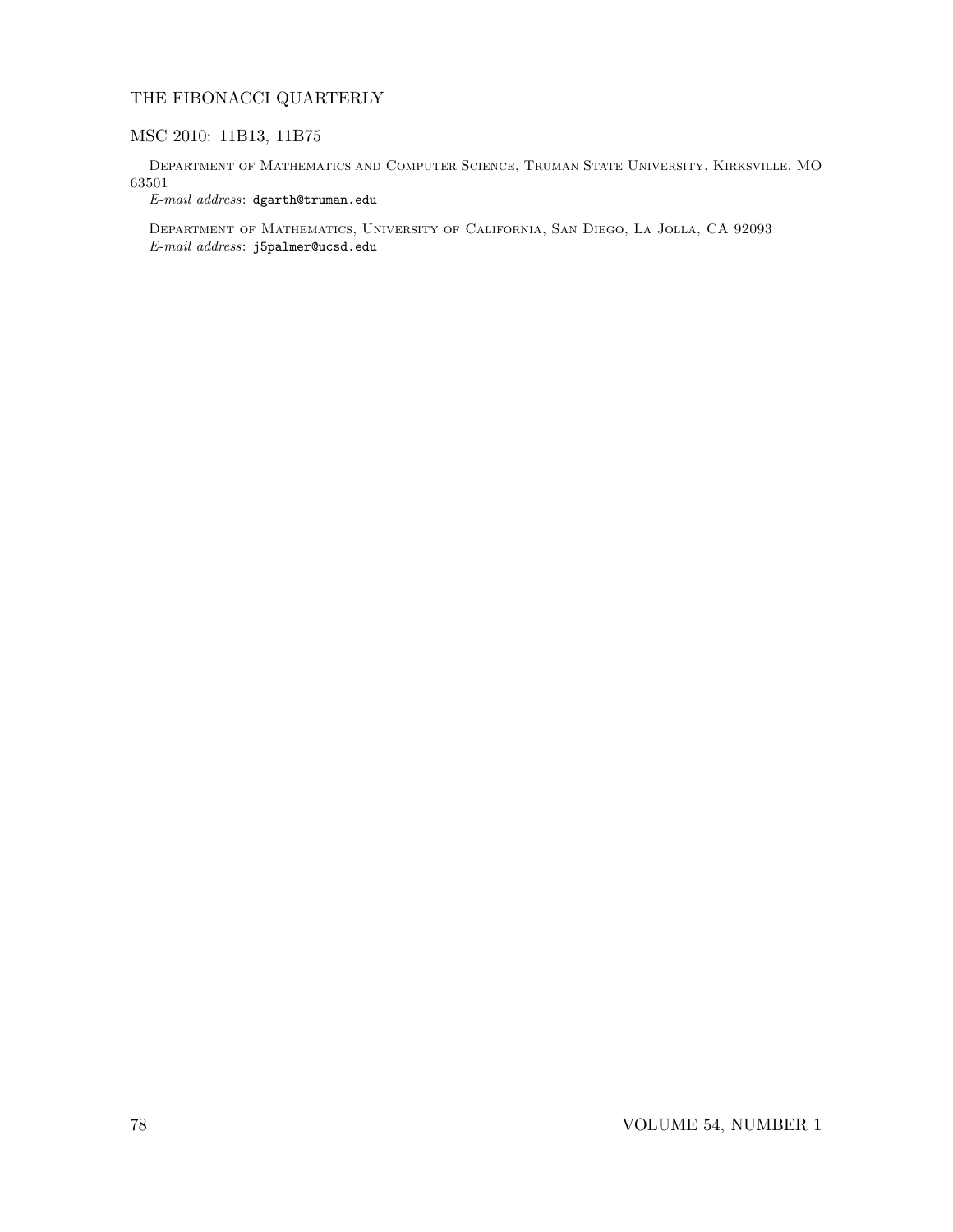MSC 2010: 11B13, 11B75

Department of Mathematics and Computer Science, Truman State University, Kirksville, MO 63501

*E-mail address*: dgarth@truman.edu

Department of Mathematics, University of California, San Diego, La Jolla, CA 92093

*E-mail address*: j5palmer@ucsd.edu